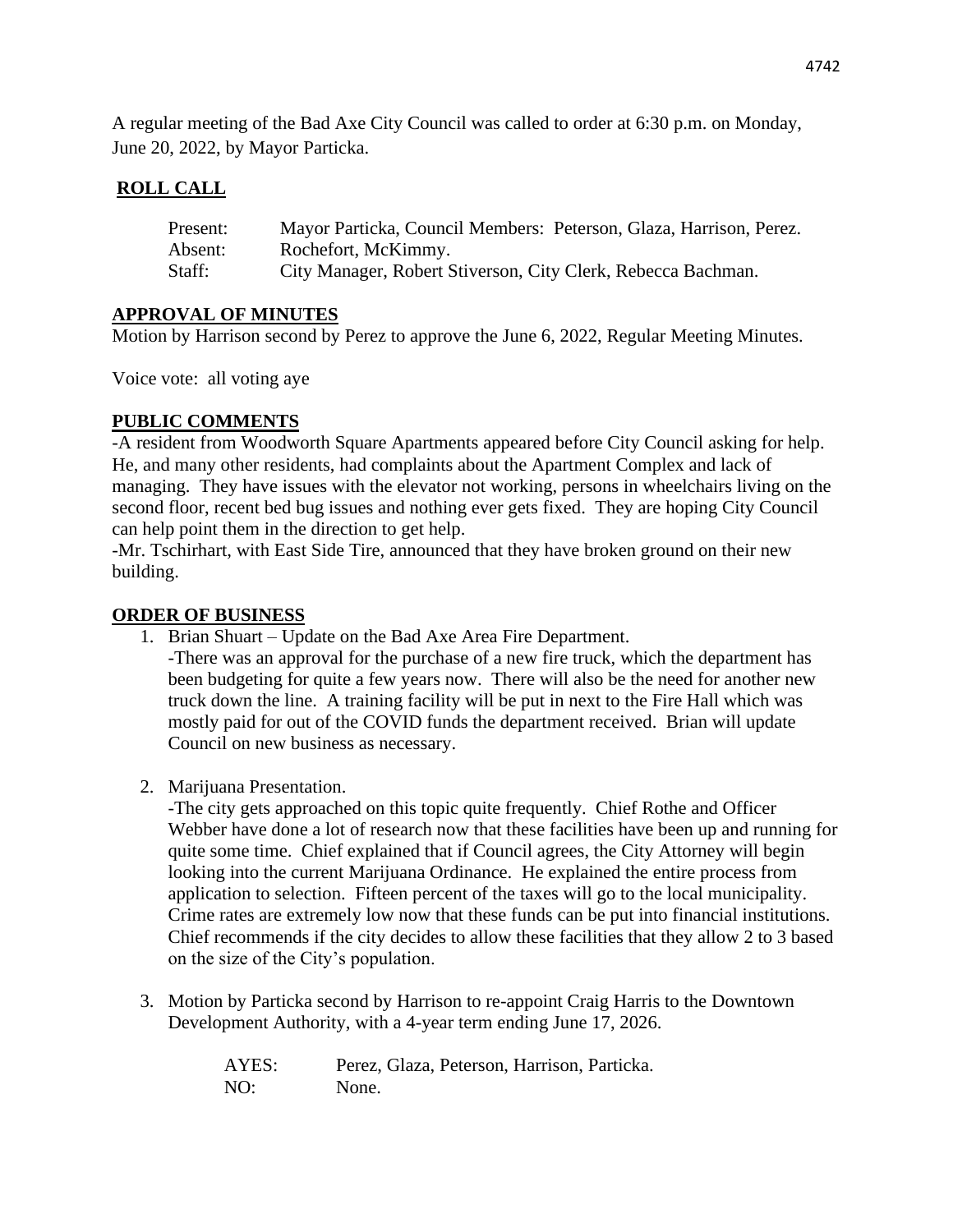A regular meeting of the Bad Axe City Council was called to order at 6:30 p.m. on Monday, June 20, 2022, by Mayor Particka.

## ROLL CALL

| | |
|---|---|
| Present: | Mayor Particka, Council Members: Peterson, Glaza, Harrison, Perez. |
| Absent: | Rochefort, McKimmy. |
| Staff: | City Manager, Robert Stiverson, City Clerk, Rebecca Bachman. |

## APPROVAL OF MINUTES

Motion by Harrison second by Perez to approve the June 6, 2022, Regular Meeting Minutes.

Voice vote: all voting aye

## PUBLIC COMMENTS

-A resident from Woodworth Square Apartments appeared before City Council asking for help. He, and many other residents, had complaints about the Apartment Complex and lack of managing. They have issues with the elevator not working, persons in wheelchairs living on the second floor, recent bed bug issues and nothing ever gets fixed. They are hoping City Council can help point them in the direction to get help.

-Mr. Tschirhart, with East Side Tire, announced that they have broken ground on their new building.

## ORDER OF BUSINESS

1. Brian Shuart – Update on the Bad Axe Area Fire Department.

   -There was an approval for the purchase of a new fire truck, which the department has been budgeting for quite a few years now. There will also be the need for another new truck down the line. A training facility will be put in next to the Fire Hall which was mostly paid for out of the COVID funds the department received. Brian will update Council on new business as necessary.

2. Marijuana Presentation.

   -The city gets approached on this topic quite frequently. Chief Rothe and Officer Webber have done a lot of research now that these facilities have been up and running for quite some time. Chief explained that if Council agrees, the City Attorney will begin looking into the current Marijuana Ordinance. He explained the entire process from application to selection. Fifteen percent of the taxes will go to the local municipality. Crime rates are extremely low now that these funds can be put into financial institutions. Chief recommends if the city decides to allow these facilities that they allow 2 to 3 based on the size of the City's population.

3. Motion by Particka second by Harrison to re-appoint Craig Harris to the Downtown Development Authority, with a 4-year term ending June 17, 2026.

   | | |
   |---|---|
   | AYES: | Perez, Glaza, Peterson, Harrison, Particka. |
   | NO: | None. |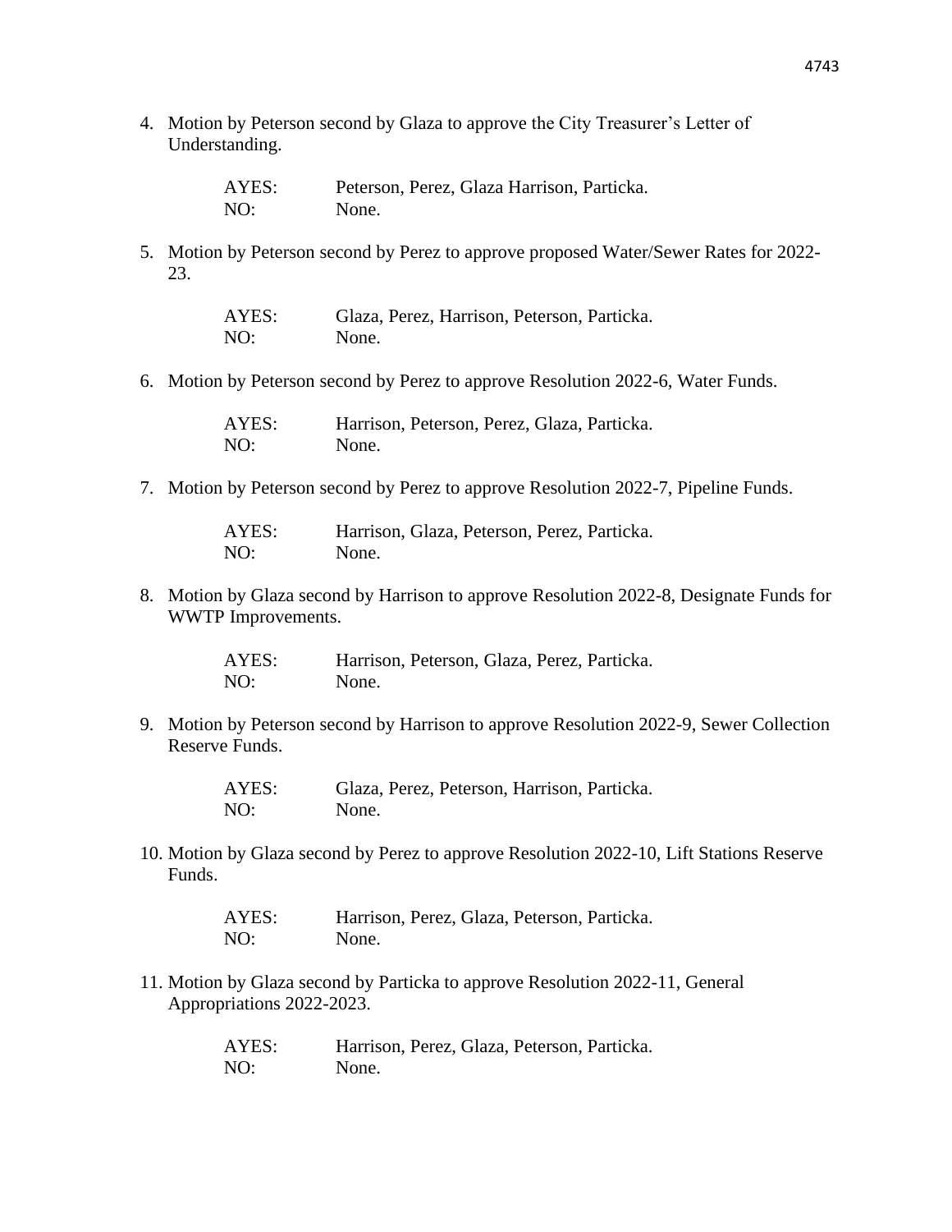4. Motion by Peterson second by Glaza to approve the City Treasurer's Letter of Understanding.

   AYES: Peterson, Perez, Glaza Harrison, Particka.
   NO: None.

5. Motion by Peterson second by Perez to approve proposed Water/Sewer Rates for 2022-23.

   AYES: Glaza, Perez, Harrison, Peterson, Particka.
   NO: None.

6. Motion by Peterson second by Perez to approve Resolution 2022-6, Water Funds.

   AYES: Harrison, Peterson, Perez, Glaza, Particka.
   NO: None.

7. Motion by Peterson second by Perez to approve Resolution 2022-7, Pipeline Funds.

   AYES: Harrison, Glaza, Peterson, Perez, Particka.
   NO: None.

8. Motion by Glaza second by Harrison to approve Resolution 2022-8, Designate Funds for WWTP Improvements.

   AYES: Harrison, Peterson, Glaza, Perez, Particka.
   NO: None.

9. Motion by Peterson second by Harrison to approve Resolution 2022-9, Sewer Collection Reserve Funds.

   AYES: Glaza, Perez, Peterson, Harrison, Particka.
   NO: None.

10. Motion by Glaza second by Perez to approve Resolution 2022-10, Lift Stations Reserve Funds.

    AYES: Harrison, Perez, Glaza, Peterson, Particka.
    NO: None.

11. Motion by Glaza second by Particka to approve Resolution 2022-11, General Appropriations 2022-2023.

    AYES: Harrison, Perez, Glaza, Peterson, Particka.
    NO: None.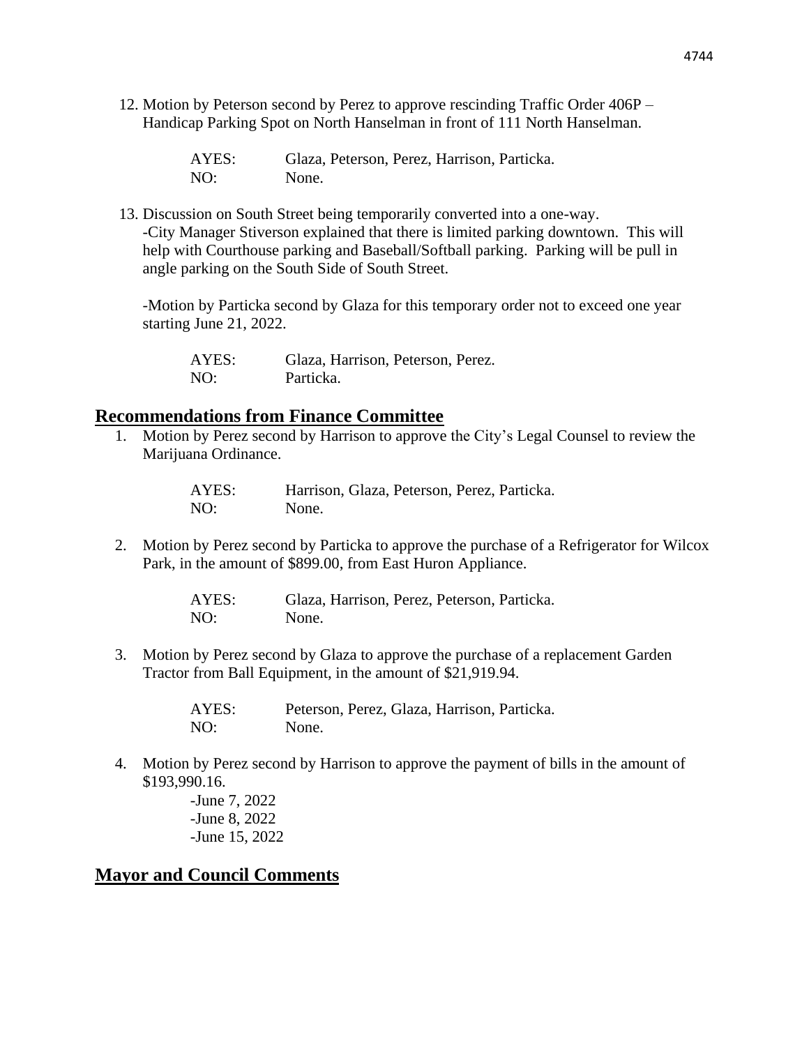12. Motion by Peterson second by Perez to approve rescinding Traffic Order 406P – Handicap Parking Spot on North Hanselman in front of 111 North Hanselman.

    AYES: Glaza, Peterson, Perez, Harrison, Particka.
    NO: None.

13. Discussion on South Street being temporarily converted into a one-way.
    -City Manager Stiverson explained that there is limited parking downtown. This will help with Courthouse parking and Baseball/Softball parking. Parking will be pull in angle parking on the South Side of South Street.

    -Motion by Particka second by Glaza for this temporary order not to exceed one year starting June 21, 2022.

    AYES: Glaza, Harrison, Peterson, Perez.
    NO: Particka.

## Recommendations from Finance Committee

1. Motion by Perez second by Harrison to approve the City's Legal Counsel to review the Marijuana Ordinance.

   AYES: Harrison, Glaza, Peterson, Perez, Particka.
   NO: None.

2. Motion by Perez second by Particka to approve the purchase of a Refrigerator for Wilcox Park, in the amount of $899.00, from East Huron Appliance.

   AYES: Glaza, Harrison, Perez, Peterson, Particka.
   NO: None.

3. Motion by Perez second by Glaza to approve the purchase of a replacement Garden Tractor from Ball Equipment, in the amount of $21,919.94.

   AYES: Peterson, Perez, Glaza, Harrison, Particka.
   NO: None.

4. Motion by Perez second by Harrison to approve the payment of bills in the amount of $193,990.16.
   -June 7, 2022
   -June 8, 2022
   -June 15, 2022

## Mayor and Council Comments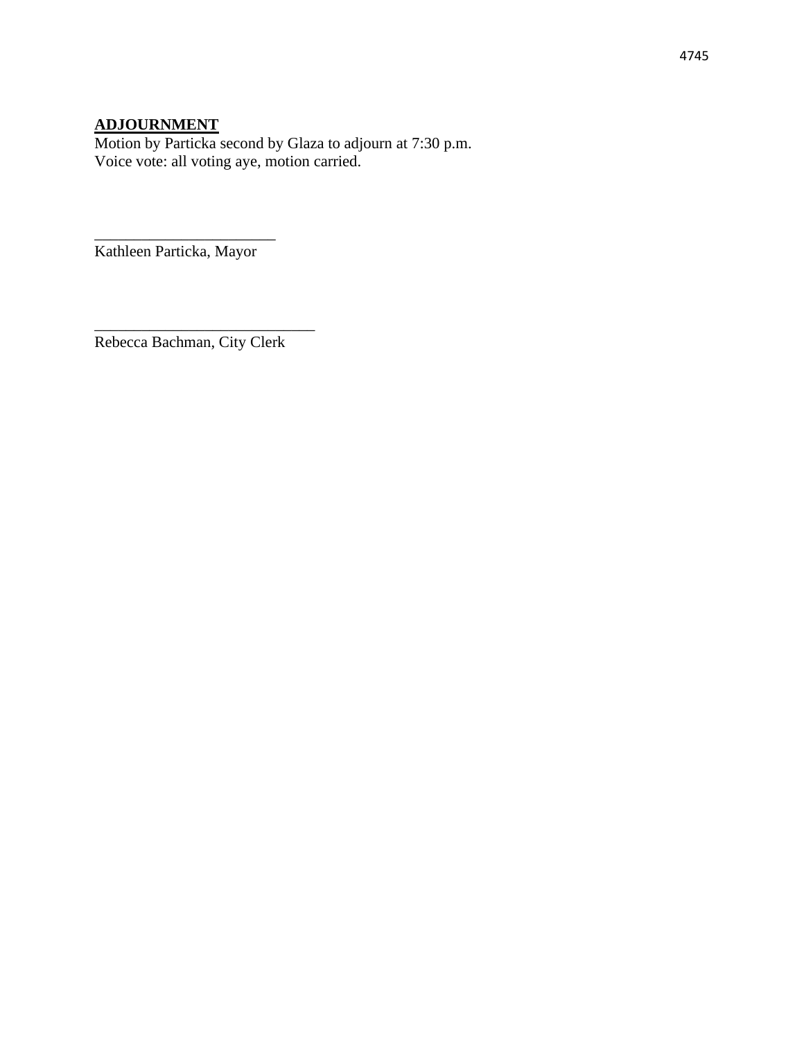**ADJOURNMENT**
Motion by Particka second by Glaza to adjourn at 7:30 p.m.
Voice vote: all voting aye, motion carried.

_______________________
Kathleen Particka, Mayor

____________________________
Rebecca Bachman, City Clerk